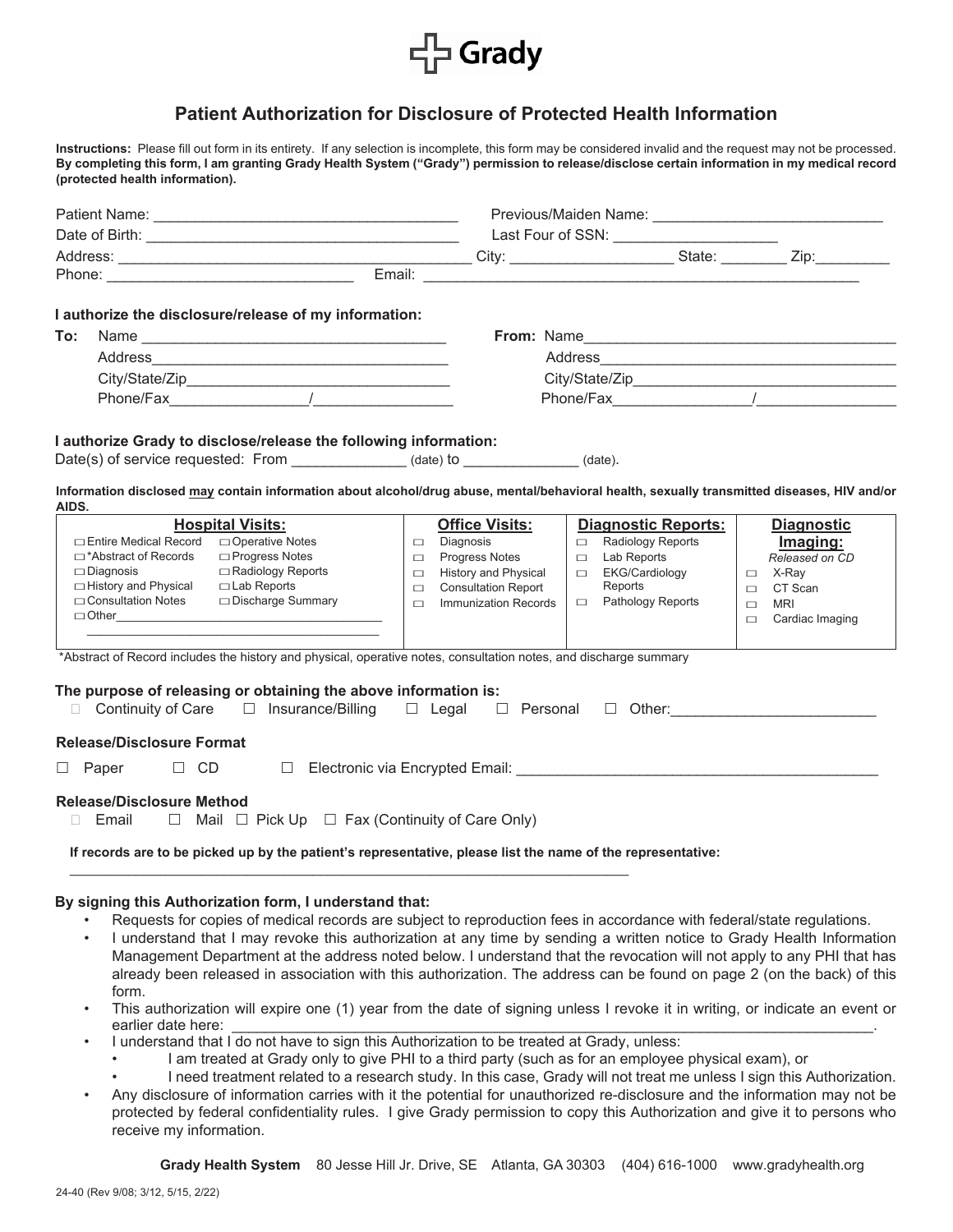# Grady

## Patient Authorization for Disclosure of Protected Health Information

**Instructions:** Please fill out form in its entirety. If any selection is incomplete, this form may be considered invalid and the request may not be processed. **By completing this form, I am granting Grady Health System ("Grady") permission to release/disclose certain information in my medical record (protected health information).**

Patient Name: ______________________________ Previous/Maiden Name: ______________________________

Date of Birth: ______________________________ Last Four of SSN: ____________________

Address: ______________________________ City: ____________________ State: ________ Zip: _________

Phone: ______________________________ Email: ______________________________

**I authorize the disclosure/release of my information:**

**To:** Name ______________________________ **From:** Name ______________________________

Address ______________________________ Address ______________________________

City/State/Zip ______________________________ City/State/Zip ______________________________

Phone/Fax ________________/________________ Phone/Fax ________________/________________

**I authorize Grady to disclose/release the following information:**

Date(s) of service requested: From ______________ (date) to ______________ (date).

**Information disclosed <u>may</u> contain information about alcohol/drug abuse, mental/behavioral health, sexually transmitted diseases, HIV and/or AIDS.**

| **Hospital Visits:** | **Office Visits:** | **Diagnostic Reports:** | **Diagnostic Imaging:** *Released on CD* |
|---|---|---|---|
| ☐ Entire Medical Record ☐ Operative Notes | ☐ Diagnosis | ☐ Radiology Reports | ☐ X-Ray |
| ☐ *Abstract of Records ☐ Progress Notes | ☐ Progress Notes | ☐ Lab Reports | ☐ CT Scan |
| ☐ Diagnosis ☐ Radiology Reports | ☐ History and Physical | ☐ EKG/Cardiology Reports | ☐ MRI |
| ☐ History and Physical ☐ Lab Reports | ☐ Consultation Report | ☐ Pathology Reports | ☐ Cardiac Imaging |
| ☐ Consultation Notes ☐ Discharge Summary | ☐ Immunization Records | | |
| ☐ Other______________________________ | | | |

*Abstract of Record includes the history and physical, operative notes, consultation notes, and discharge summary

**The purpose of releasing or obtaining the above information is:**

☐ Continuity of Care ☐ Insurance/Billing ☐ Legal ☐ Personal ☐ Other: ________________________

**Release/Disclosure Format**

☐ Paper ☐ CD ☐ Electronic via Encrypted Email: ______________________________

**Release/Disclosure Method**

☐ Email ☐ Mail ☐ Pick Up ☐ Fax (Continuity of Care Only)

**If records are to be picked up by the patient's representative, please list the name of the representative:**

______________________________

**By signing this Authorization form, I understand that:**

- Requests for copies of medical records are subject to reproduction fees in accordance with federal/state regulations.
- I understand that I may revoke this authorization at any time by sending a written notice to Grady Health Information Management Department at the address noted below. I understand that the revocation will not apply to any PHI that has already been released in association with this authorization. The address can be found on page 2 (on the back) of this form.
- This authorization will expire one (1) year from the date of signing unless I revoke it in writing, or indicate an event or earlier date here: ______________________________.
- I understand that I do not have to sign this Authorization to be treated at Grady, unless:
  - I am treated at Grady only to give PHI to a third party (such as for an employee physical exam), or
  - I need treatment related to a research study. In this case, Grady will not treat me unless I sign this Authorization.
- Any disclosure of information carries with it the potential for unauthorized re-disclosure and the information may not be protected by federal confidentiality rules. I give Grady permission to copy this Authorization and give it to persons who receive my information.

**Grady Health System** 80 Jesse Hill Jr. Drive, SE Atlanta, GA 30303 (404) 616-1000 www.gradyhealth.org

24-40 (Rev 9/08; 3/12, 5/15, 2/22)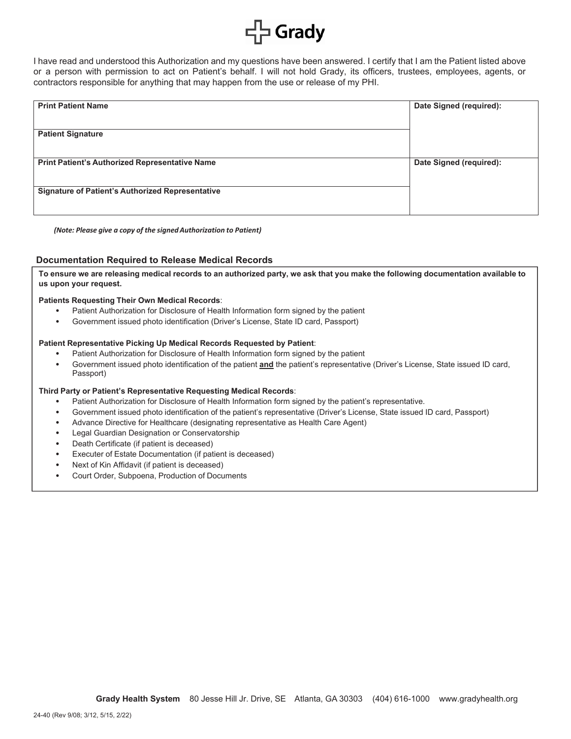Grady

I have read and understood this Authorization and my questions have been answered. I certify that I am the Patient listed above or a person with permission to act on Patient's behalf. I will not hold Grady, its officers, trustees, employees, agents, or contractors responsible for anything that may happen from the use or release of my PHI.

| | |
|---|---|
| **Print Patient Name** | **Date Signed (required):** |
| **Patient Signature** | |
| **Print Patient's Authorized Representative Name** | **Date Signed (required):** |
| **Signature of Patient's Authorized Representative** | |

*(Note: Please give a copy of the signed Authorization to Patient)*

## Documentation Required to Release Medical Records

**To ensure we are releasing medical records to an authorized party, we ask that you make the following documentation available to us upon your request.**

**Patients Requesting Their Own Medical Records**:

- Patient Authorization for Disclosure of Health Information form signed by the patient
- Government issued photo identification (Driver's License, State ID card, Passport)

**Patient Representative Picking Up Medical Records Requested by Patient**:

- Patient Authorization for Disclosure of Health Information form signed by the patient
- Government issued photo identification of the patient **and** the patient's representative (Driver's License, State issued ID card, Passport)

**Third Party or Patient's Representative Requesting Medical Records**:

- Patient Authorization for Disclosure of Health Information form signed by the patient's representative.
- Government issued photo identification of the patient's representative (Driver's License, State issued ID card, Passport)
- Advance Directive for Healthcare (designating representative as Health Care Agent)
- Legal Guardian Designation or Conservatorship
- Death Certificate (if patient is deceased)
- Executer of Estate Documentation (if patient is deceased)
- Next of Kin Affidavit (if patient is deceased)
- Court Order, Subpoena, Production of Documents

**Grady Health System** 80 Jesse Hill Jr. Drive, SE Atlanta, GA 30303 (404) 616-1000 www.gradyhealth.org

24-40 (Rev 9/08; 3/12, 5/15, 2/22)